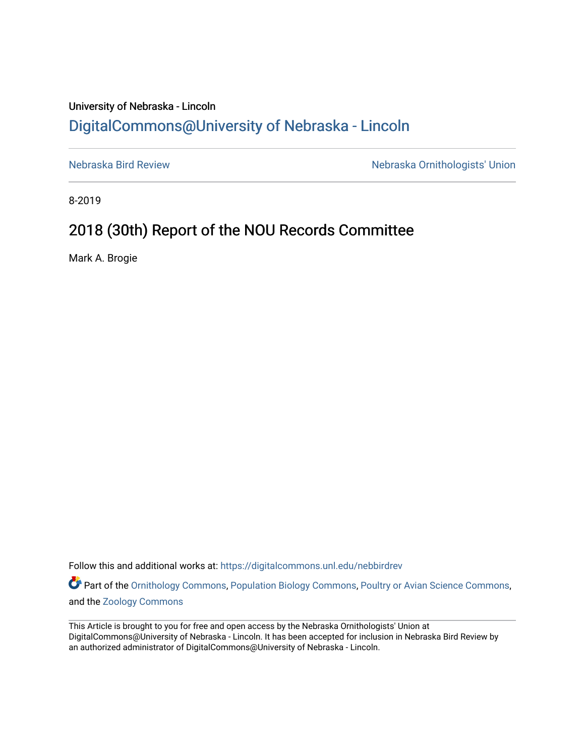University of Nebraska - Lincoln

## DigitalCommons@University of Nebraska - Lincoln

Nebraska Bird Review

Nebraska Ornithologists' Union

8-2019

# 2018 (30th) Report of the NOU Records Committee

Mark A. Brogie

Follow this and additional works at: https://digitalcommons.unl.edu/nebbirdrev

Part of the Ornithology Commons, Population Biology Commons, Poultry or Avian Science Commons, and the Zoology Commons

This Article is brought to you for free and open access by the Nebraska Ornithologists' Union at DigitalCommons@University of Nebraska - Lincoln. It has been accepted for inclusion in Nebraska Bird Review by an authorized administrator of DigitalCommons@University of Nebraska - Lincoln.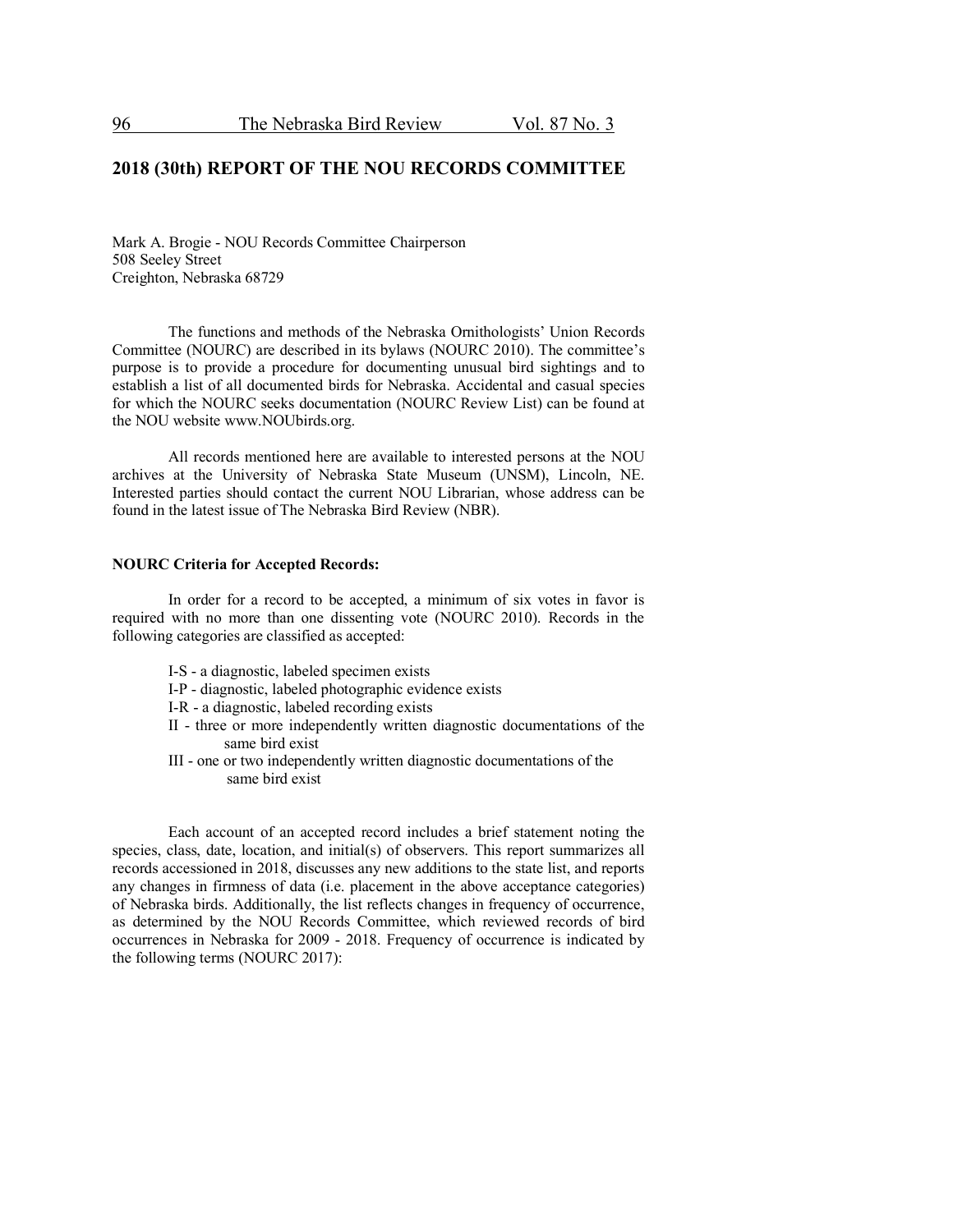## 2018 (30th) REPORT OF THE NOU RECORDS COMMITTEE

Mark A. Brogie - NOU Records Committee Chairperson
508 Seeley Street
Creighton, Nebraska 68729

The functions and methods of the Nebraska Ornithologists' Union Records Committee (NOURC) are described in its bylaws (NOURC 2010). The committee's purpose is to provide a procedure for documenting unusual bird sightings and to establish a list of all documented birds for Nebraska. Accidental and casual species for which the NOURC seeks documentation (NOURC Review List) can be found at the NOU website www.NOUbirds.org.

All records mentioned here are available to interested persons at the NOU archives at the University of Nebraska State Museum (UNSM), Lincoln, NE. Interested parties should contact the current NOU Librarian, whose address can be found in the latest issue of The Nebraska Bird Review (NBR).

### NOURC Criteria for Accepted Records:

In order for a record to be accepted, a minimum of six votes in favor is required with no more than one dissenting vote (NOURC 2010). Records in the following categories are classified as accepted:

- I-S - a diagnostic, labeled specimen exists
- I-P - diagnostic, labeled photographic evidence exists
- I-R - a diagnostic, labeled recording exists
- II - three or more independently written diagnostic documentations of the same bird exist
- III - one or two independently written diagnostic documentations of the same bird exist

Each account of an accepted record includes a brief statement noting the species, class, date, location, and initial(s) of observers. This report summarizes all records accessioned in 2018, discusses any new additions to the state list, and reports any changes in firmness of data (i.e. placement in the above acceptance categories) of Nebraska birds. Additionally, the list reflects changes in frequency of occurrence, as determined by the NOU Records Committee, which reviewed records of bird occurrences in Nebraska for 2009 - 2018. Frequency of occurrence is indicated by the following terms (NOURC 2017):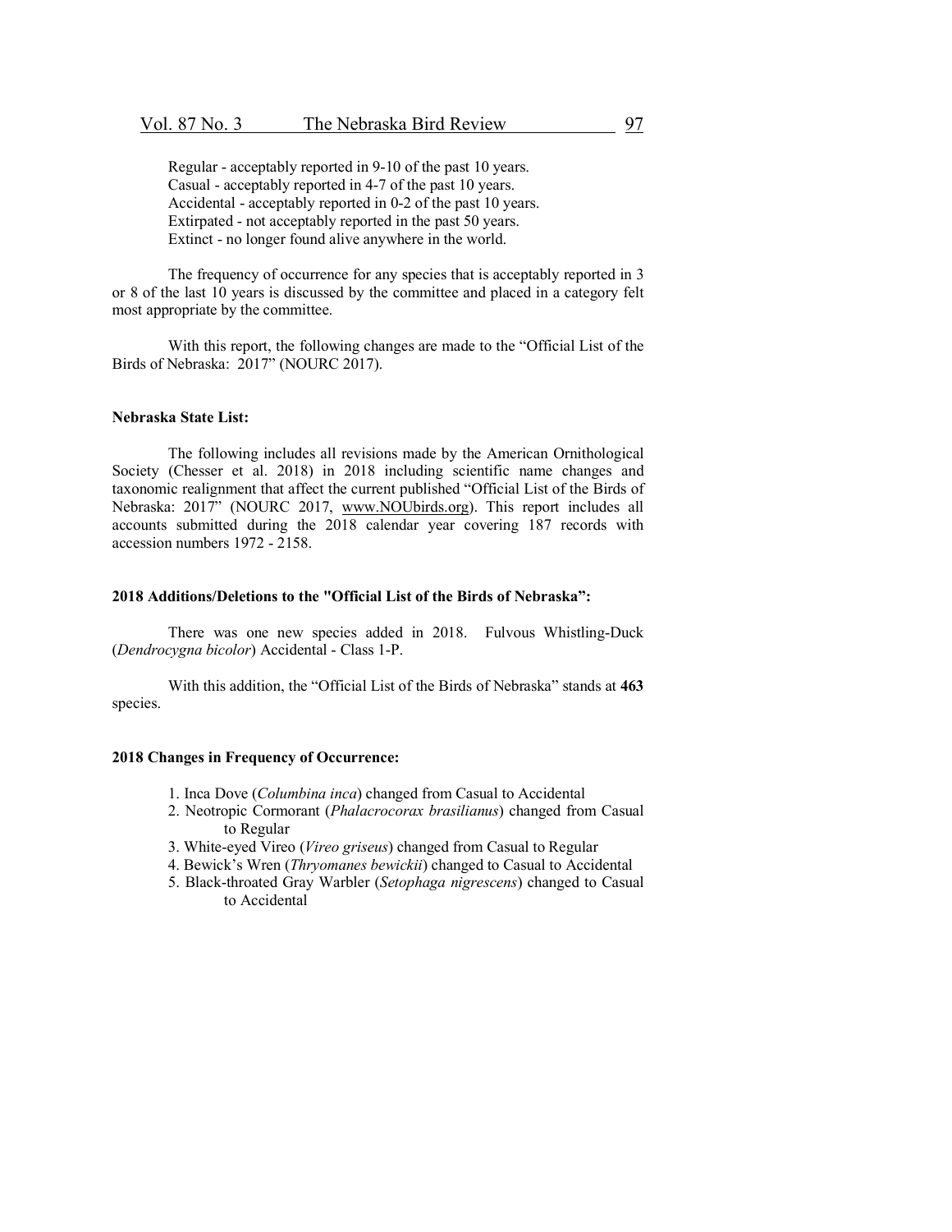Regular - acceptably reported in 9-10 of the past 10 years.
Casual - acceptably reported in 4-7 of the past 10 years.
Accidental - acceptably reported in 0-2 of the past 10 years.
Extirpated - not acceptably reported in the past 50 years.
Extinct - no longer found alive anywhere in the world.

The frequency of occurrence for any species that is acceptably reported in 3 or 8 of the last 10 years is discussed by the committee and placed in a category felt most appropriate by the committee.

With this report, the following changes are made to the "Official List of the Birds of Nebraska: 2017" (NOURC 2017).

**Nebraska State List:**

The following includes all revisions made by the American Ornithological Society (Chesser et al. 2018) in 2018 including scientific name changes and taxonomic realignment that affect the current published "Official List of the Birds of Nebraska: 2017" (NOURC 2017, www.NOUbirds.org). This report includes all accounts submitted during the 2018 calendar year covering 187 records with accession numbers 1972 - 2158.

**2018 Additions/Deletions to the "Official List of the Birds of Nebraska":**

There was one new species added in 2018. Fulvous Whistling-Duck (*Dendrocygna bicolor*) Accidental - Class 1-P.

With this addition, the "Official List of the Birds of Nebraska" stands at **463** species.

**2018 Changes in Frequency of Occurrence:**

1. Inca Dove (*Columbina inca*) changed from Casual to Accidental
2. Neotropic Cormorant (*Phalacrocorax brasilianus*) changed from Casual to Regular
3. White-eyed Vireo (*Vireo griseus*) changed from Casual to Regular
4. Bewick's Wren (*Thryomanes bewickii*) changed to Casual to Accidental
5. Black-throated Gray Warbler (*Setophaga nigrescens*) changed to Casual to Accidental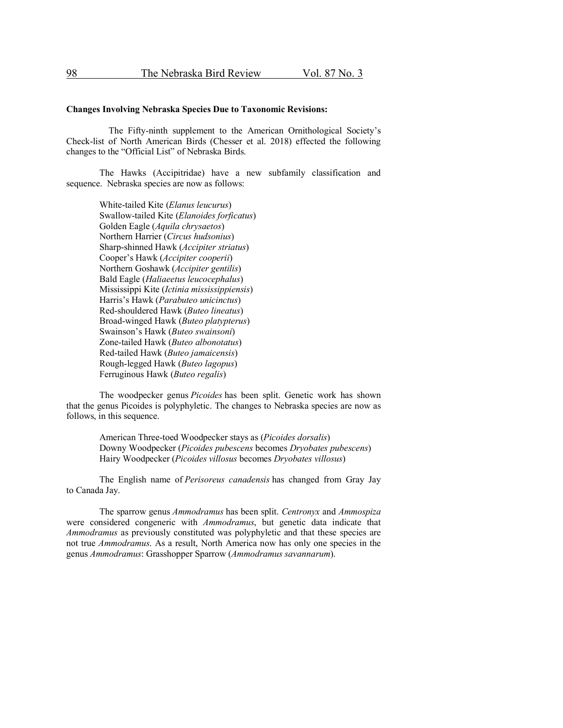**Changes Involving Nebraska Species Due to Taxonomic Revisions:**

The Fifty-ninth supplement to the American Ornithological Society's Check-list of North American Birds (Chesser et al. 2018) effected the following changes to the "Official List" of Nebraska Birds.

The Hawks (Accipitridae) have a new subfamily classification and sequence. Nebraska species are now as follows:

White-tailed Kite (*Elanus leucurus*)
Swallow-tailed Kite (*Elanoides forficatus*)
Golden Eagle (*Aquila chrysaetos*)
Northern Harrier (*Circus hudsonius*)
Sharp-shinned Hawk (*Accipiter striatus*)
Cooper's Hawk (*Accipiter cooperii*)
Northern Goshawk (*Accipiter gentilis*)
Bald Eagle (*Haliaeetus leucocephalus*)
Mississippi Kite (*Ictinia mississippiensis*)
Harris's Hawk (*Parabuteo unicinctus*)
Red-shouldered Hawk (*Buteo lineatus*)
Broad-winged Hawk (*Buteo platypterus*)
Swainson's Hawk (*Buteo swainsoni*)
Zone-tailed Hawk (*Buteo albonotatus*)
Red-tailed Hawk (*Buteo jamaicensis*)
Rough-legged Hawk (*Buteo lagopus*)
Ferruginous Hawk (*Buteo regalis*)

The woodpecker genus *Picoides* has been split. Genetic work has shown that the genus Picoides is polyphyletic. The changes to Nebraska species are now as follows, in this sequence.

American Three-toed Woodpecker stays as (*Picoides dorsalis*)
Downy Woodpecker (*Picoides pubescens* becomes *Dryobates pubescens*)
Hairy Woodpecker (*Picoides villosus* becomes *Dryobates villosus*)

The English name of *Perisoreus canadensis* has changed from Gray Jay to Canada Jay.

The sparrow genus *Ammodramus* has been split. *Centronyx* and *Ammospiza* were considered congeneric with *Ammodramus*, but genetic data indicate that *Ammodramus* as previously constituted was polyphyletic and that these species are not true *Ammodramus*. As a result, North America now has only one species in the genus *Ammodramus*: Grasshopper Sparrow (*Ammodramus savannarum*).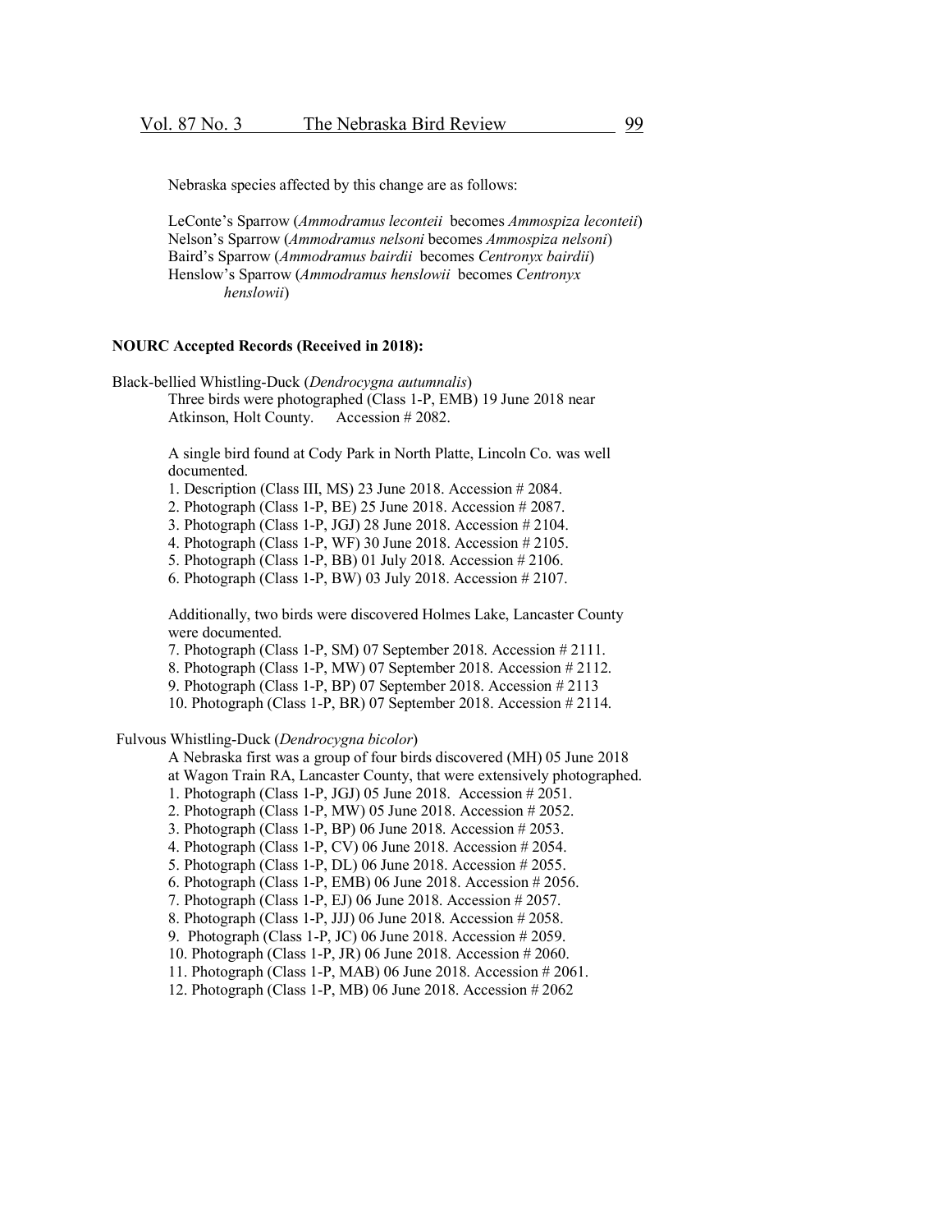Nebraska species affected by this change are as follows:

LeConte's Sparrow (*Ammodramus leconteii* becomes *Ammospiza leconteii*)
Nelson's Sparrow (*Ammodramus nelsoni* becomes *Ammospiza nelsoni*)
Baird's Sparrow (*Ammodramus bairdii* becomes *Centronyx bairdii*)
Henslow's Sparrow (*Ammodramus henslowii* becomes *Centronyx henslowii*)

**NOURC Accepted Records (Received in 2018):**

Black-bellied Whistling-Duck (*Dendrocygna autumnalis*)

Three birds were photographed (Class 1-P, EMB) 19 June 2018 near Atkinson, Holt County. Accession # 2082.

A single bird found at Cody Park in North Platte, Lincoln Co. was well documented.

1. Description (Class III, MS) 23 June 2018. Accession # 2084.
2. Photograph (Class 1-P, BE) 25 June 2018. Accession # 2087.
3. Photograph (Class 1-P, JGJ) 28 June 2018. Accession # 2104.
4. Photograph (Class 1-P, WF) 30 June 2018. Accession # 2105.
5. Photograph (Class 1-P, BB) 01 July 2018. Accession # 2106.
6. Photograph (Class 1-P, BW) 03 July 2018. Accession # 2107.

Additionally, two birds were discovered Holmes Lake, Lancaster County were documented.

7. Photograph (Class 1-P, SM) 07 September 2018. Accession # 2111.
8. Photograph (Class 1-P, MW) 07 September 2018. Accession # 2112.
9. Photograph (Class 1-P, BP) 07 September 2018. Accession # 2113
10. Photograph (Class 1-P, BR) 07 September 2018. Accession # 2114.

Fulvous Whistling-Duck (*Dendrocygna bicolor*)

A Nebraska first was a group of four birds discovered (MH) 05 June 2018 at Wagon Train RA, Lancaster County, that were extensively photographed.

1. Photograph (Class 1-P, JGJ) 05 June 2018. Accession # 2051.
2. Photograph (Class 1-P, MW) 05 June 2018. Accession # 2052.
3. Photograph (Class 1-P, BP) 06 June 2018. Accession # 2053.
4. Photograph (Class 1-P, CV) 06 June 2018. Accession # 2054.
5. Photograph (Class 1-P, DL) 06 June 2018. Accession # 2055.
6. Photograph (Class 1-P, EMB) 06 June 2018. Accession # 2056.
7. Photograph (Class 1-P, EJ) 06 June 2018. Accession # 2057.
8. Photograph (Class 1-P, JJJ) 06 June 2018. Accession # 2058.
9. Photograph (Class 1-P, JC) 06 June 2018. Accession # 2059.
10. Photograph (Class 1-P, JR) 06 June 2018. Accession # 2060.
11. Photograph (Class 1-P, MAB) 06 June 2018. Accession # 2061.
12. Photograph (Class 1-P, MB) 06 June 2018. Accession # 2062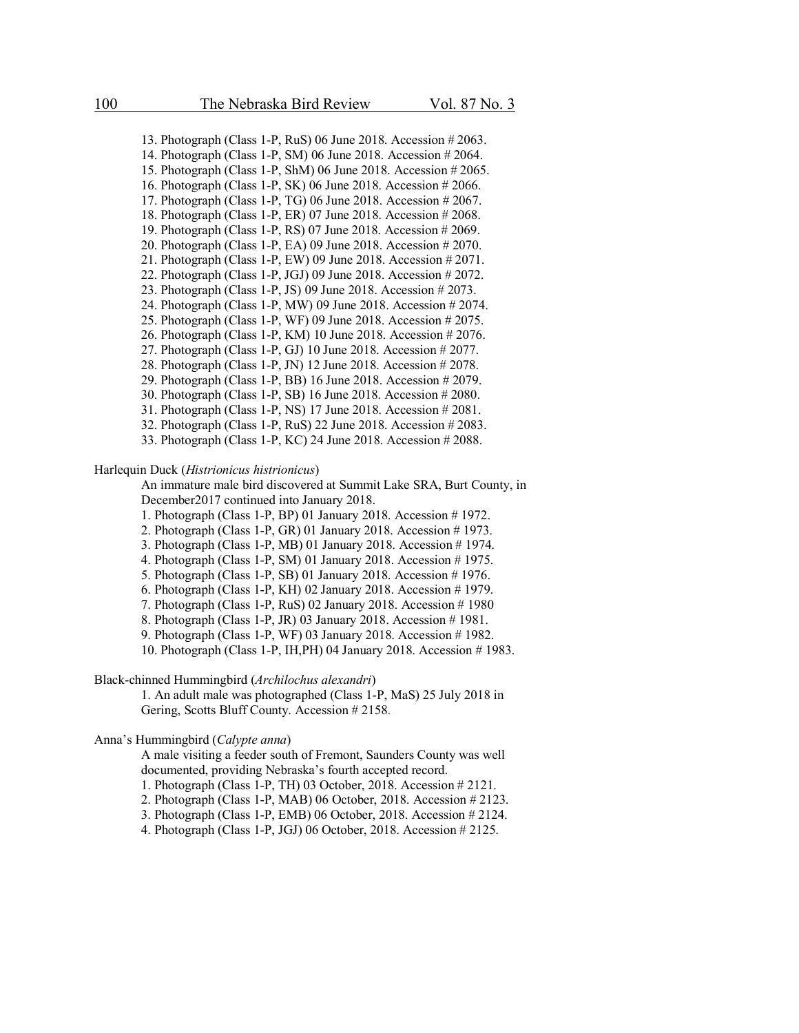13. Photograph (Class 1-P, RuS) 06 June 2018. Accession # 2063.
14. Photograph (Class 1-P, SM) 06 June 2018. Accession # 2064.
15. Photograph (Class 1-P, ShM) 06 June 2018. Accession # 2065.
16. Photograph (Class 1-P, SK) 06 June 2018. Accession # 2066.
17. Photograph (Class 1-P, TG) 06 June 2018. Accession # 2067.
18. Photograph (Class 1-P, ER) 07 June 2018. Accession # 2068.
19. Photograph (Class 1-P, RS) 07 June 2018. Accession # 2069.
20. Photograph (Class 1-P, EA) 09 June 2018. Accession # 2070.
21. Photograph (Class 1-P, EW) 09 June 2018. Accession # 2071.
22. Photograph (Class 1-P, JGJ) 09 June 2018. Accession # 2072.
23. Photograph (Class 1-P, JS) 09 June 2018. Accession # 2073.
24. Photograph (Class 1-P, MW) 09 June 2018. Accession # 2074.
25. Photograph (Class 1-P, WF) 09 June 2018. Accession # 2075.
26. Photograph (Class 1-P, KM) 10 June 2018. Accession # 2076.
27. Photograph (Class 1-P, GJ) 10 June 2018. Accession # 2077.
28. Photograph (Class 1-P, JN) 12 June 2018. Accession # 2078.
29. Photograph (Class 1-P, BB) 16 June 2018. Accession # 2079.
30. Photograph (Class 1-P, SB) 16 June 2018. Accession # 2080.
31. Photograph (Class 1-P, NS) 17 June 2018. Accession # 2081.
32. Photograph (Class 1-P, RuS) 22 June 2018. Accession # 2083.
33. Photograph (Class 1-P, KC) 24 June 2018. Accession # 2088.

Harlequin Duck (*Histrionicus histrionicus*)

An immature male bird discovered at Summit Lake SRA, Burt County, in December2017 continued into January 2018.

1. Photograph (Class 1-P, BP) 01 January 2018. Accession # 1972.
2. Photograph (Class 1-P, GR) 01 January 2018. Accession # 1973.
3. Photograph (Class 1-P, MB) 01 January 2018. Accession # 1974.
4. Photograph (Class 1-P, SM) 01 January 2018. Accession # 1975.
5. Photograph (Class 1-P, SB) 01 January 2018. Accession # 1976.
6. Photograph (Class 1-P, KH) 02 January 2018. Accession # 1979.
7. Photograph (Class 1-P, RuS) 02 January 2018. Accession # 1980
8. Photograph (Class 1-P, JR) 03 January 2018. Accession # 1981.
9. Photograph (Class 1-P, WF) 03 January 2018. Accession # 1982.
10. Photograph (Class 1-P, IH,PH) 04 January 2018. Accession # 1983.

Black-chinned Hummingbird (*Archilochus alexandri*)

1. An adult male was photographed (Class 1-P, MaS) 25 July 2018 in Gering, Scotts Bluff County. Accession # 2158.

Anna's Hummingbird (*Calypte anna*)

A male visiting a feeder south of Fremont, Saunders County was well documented, providing Nebraska's fourth accepted record.

1. Photograph (Class 1-P, TH) 03 October, 2018. Accession # 2121.
2. Photograph (Class 1-P, MAB) 06 October, 2018. Accession # 2123.
3. Photograph (Class 1-P, EMB) 06 October, 2018. Accession # 2124.
4. Photograph (Class 1-P, JGJ) 06 October, 2018. Accession # 2125.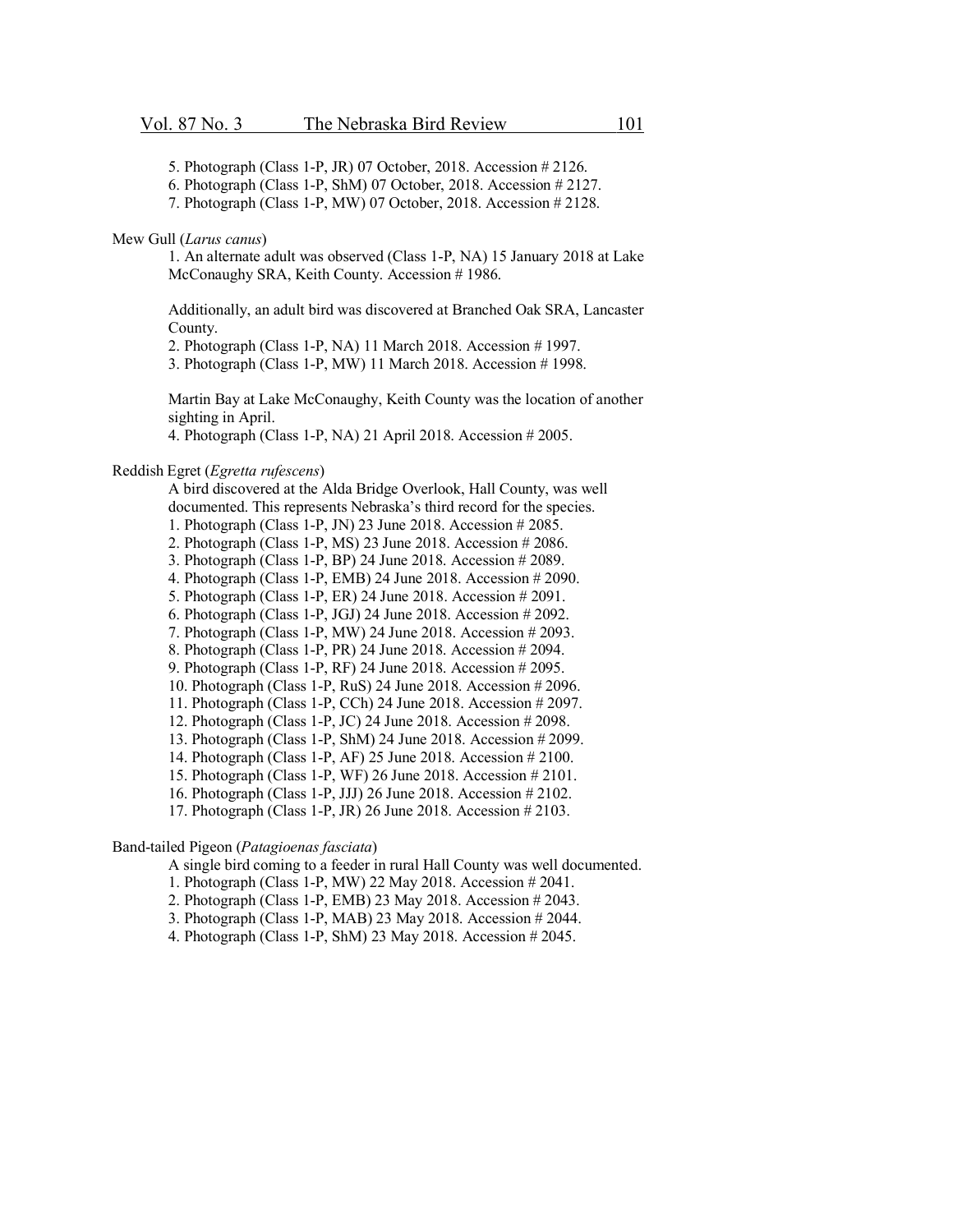5. Photograph (Class 1-P, JR) 07 October, 2018. Accession # 2126.
6. Photograph (Class 1-P, ShM) 07 October, 2018. Accession # 2127.
7. Photograph (Class 1-P, MW) 07 October, 2018. Accession # 2128.

Mew Gull (*Larus canus*)

1. An alternate adult was observed (Class 1-P, NA) 15 January 2018 at Lake McConaughy SRA, Keith County. Accession # 1986.

Additionally, an adult bird was discovered at Branched Oak SRA, Lancaster County.
2. Photograph (Class 1-P, NA) 11 March 2018. Accession # 1997.
3. Photograph (Class 1-P, MW) 11 March 2018. Accession # 1998.

Martin Bay at Lake McConaughy, Keith County was the location of another sighting in April.
4. Photograph (Class 1-P, NA) 21 April 2018. Accession # 2005.

Reddish Egret (*Egretta rufescens*)

A bird discovered at the Alda Bridge Overlook, Hall County, was well documented. This represents Nebraska's third record for the species.
1. Photograph (Class 1-P, JN) 23 June 2018. Accession # 2085.
2. Photograph (Class 1-P, MS) 23 June 2018. Accession # 2086.
3. Photograph (Class 1-P, BP) 24 June 2018. Accession # 2089.
4. Photograph (Class 1-P, EMB) 24 June 2018. Accession # 2090.
5. Photograph (Class 1-P, ER) 24 June 2018. Accession # 2091.
6. Photograph (Class 1-P, JGJ) 24 June 2018. Accession # 2092.
7. Photograph (Class 1-P, MW) 24 June 2018. Accession # 2093.
8. Photograph (Class 1-P, PR) 24 June 2018. Accession # 2094.
9. Photograph (Class 1-P, RF) 24 June 2018. Accession # 2095.
10. Photograph (Class 1-P, RuS) 24 June 2018. Accession # 2096.
11. Photograph (Class 1-P, CCh) 24 June 2018. Accession # 2097.
12. Photograph (Class 1-P, JC) 24 June 2018. Accession # 2098.
13. Photograph (Class 1-P, ShM) 24 June 2018. Accession # 2099.
14. Photograph (Class 1-P, AF) 25 June 2018. Accession # 2100.
15. Photograph (Class 1-P, WF) 26 June 2018. Accession # 2101.
16. Photograph (Class 1-P, JJJ) 26 June 2018. Accession # 2102.
17. Photograph (Class 1-P, JR) 26 June 2018. Accession # 2103.

Band-tailed Pigeon (*Patagioenas fasciata*)

A single bird coming to a feeder in rural Hall County was well documented.
1. Photograph (Class 1-P, MW) 22 May 2018. Accession # 2041.
2. Photograph (Class 1-P, EMB) 23 May 2018. Accession # 2043.
3. Photograph (Class 1-P, MAB) 23 May 2018. Accession # 2044.
4. Photograph (Class 1-P, ShM) 23 May 2018. Accession # 2045.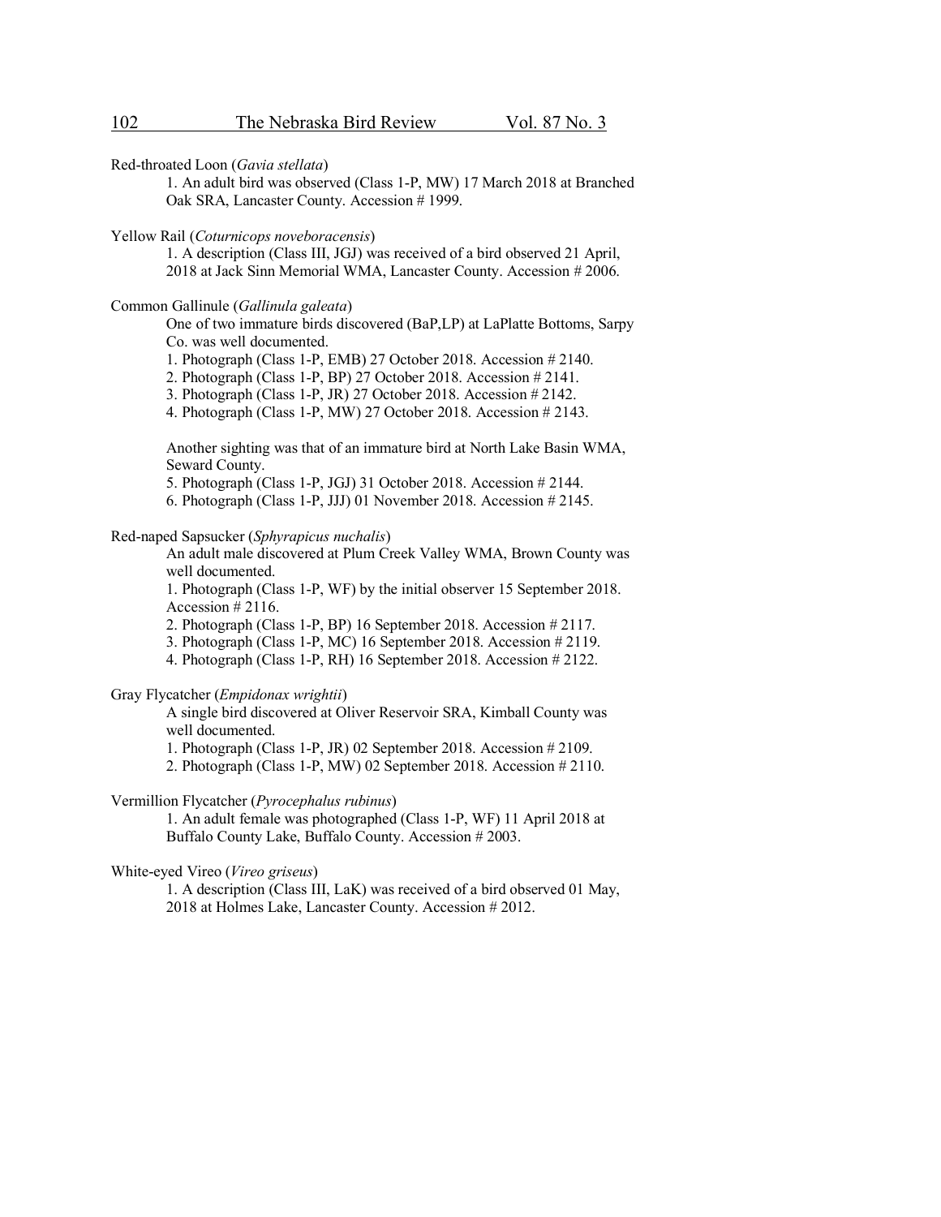Red-throated Loon (*Gavia stellata*)

1. An adult bird was observed (Class 1-P, MW) 17 March 2018 at Branched Oak SRA, Lancaster County. Accession # 1999.

Yellow Rail (*Coturnicops noveboracensis*)

1. A description (Class III, JGJ) was received of a bird observed 21 April, 2018 at Jack Sinn Memorial WMA, Lancaster County. Accession # 2006.

Common Gallinule (*Gallinula galeata*)

One of two immature birds discovered (BaP,LP) at LaPlatte Bottoms, Sarpy Co. was well documented.

1. Photograph (Class 1-P, EMB) 27 October 2018. Accession # 2140.
2. Photograph (Class 1-P, BP) 27 October 2018. Accession # 2141.
3. Photograph (Class 1-P, JR) 27 October 2018. Accession # 2142.
4. Photograph (Class 1-P, MW) 27 October 2018. Accession # 2143.

Another sighting was that of an immature bird at North Lake Basin WMA, Seward County.

5. Photograph (Class 1-P, JGJ) 31 October 2018. Accession # 2144.
6. Photograph (Class 1-P, JJJ) 01 November 2018. Accession # 2145.

Red-naped Sapsucker (*Sphyrapicus nuchalis*)

An adult male discovered at Plum Creek Valley WMA, Brown County was well documented.

1. Photograph (Class 1-P, WF) by the initial observer 15 September 2018. Accession # 2116.
2. Photograph (Class 1-P, BP) 16 September 2018. Accession # 2117.
3. Photograph (Class 1-P, MC) 16 September 2018. Accession # 2119.
4. Photograph (Class 1-P, RH) 16 September 2018. Accession # 2122.

Gray Flycatcher (*Empidonax wrightii*)

A single bird discovered at Oliver Reservoir SRA, Kimball County was well documented.

1. Photograph (Class 1-P, JR) 02 September 2018. Accession # 2109.
2. Photograph (Class 1-P, MW) 02 September 2018. Accession # 2110.

Vermillion Flycatcher (*Pyrocephalus rubinus*)

1. An adult female was photographed (Class 1-P, WF) 11 April 2018 at Buffalo County Lake, Buffalo County. Accession # 2003.

White-eyed Vireo (*Vireo griseus*)

1. A description (Class III, LaK) was received of a bird observed 01 May, 2018 at Holmes Lake, Lancaster County. Accession # 2012.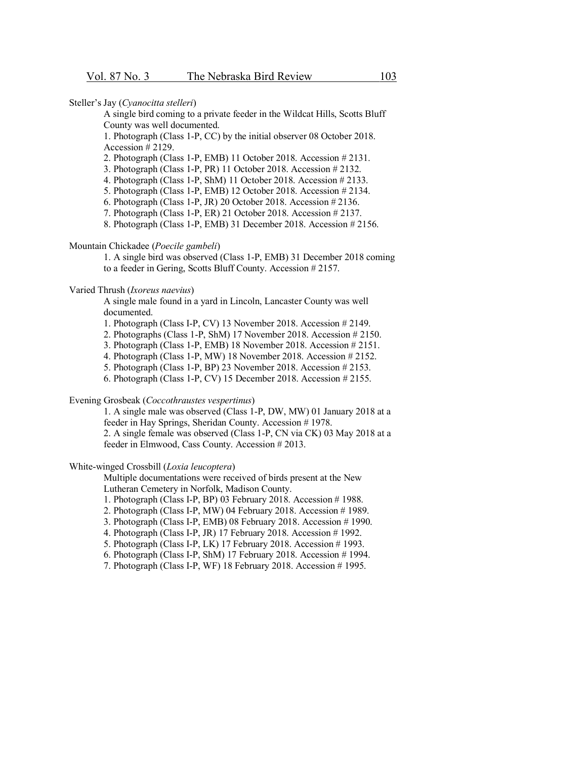Steller's Jay (*Cyanocitta stelleri*)

A single bird coming to a private feeder in the Wildcat Hills, Scotts Bluff County was well documented.

1. Photograph (Class 1-P, CC) by the initial observer 08 October 2018. Accession # 2129.
2. Photograph (Class 1-P, EMB) 11 October 2018. Accession # 2131.
3. Photograph (Class 1-P, PR) 11 October 2018. Accession # 2132.
4. Photograph (Class 1-P, ShM) 11 October 2018. Accession # 2133.
5. Photograph (Class 1-P, EMB) 12 October 2018. Accession # 2134.
6. Photograph (Class 1-P, JR) 20 October 2018. Accession # 2136.
7. Photograph (Class 1-P, ER) 21 October 2018. Accession # 2137.
8. Photograph (Class 1-P, EMB) 31 December 2018. Accession # 2156.

Mountain Chickadee (*Poecile gambeli*)

1. A single bird was observed (Class 1-P, EMB) 31 December 2018 coming to a feeder in Gering, Scotts Bluff County. Accession # 2157.

Varied Thrush (*Ixoreus naevius*)

A single male found in a yard in Lincoln, Lancaster County was well documented.

1. Photograph (Class I-P, CV) 13 November 2018. Accession # 2149.
2. Photographs (Class 1-P, ShM) 17 November 2018. Accession # 2150.
3. Photograph (Class 1-P, EMB) 18 November 2018. Accession # 2151.
4. Photograph (Class 1-P, MW) 18 November 2018. Accession # 2152.
5. Photograph (Class 1-P, BP) 23 November 2018. Accession # 2153.
6. Photograph (Class 1-P, CV) 15 December 2018. Accession # 2155.

Evening Grosbeak (*Coccothraustes vespertinus*)

1. A single male was observed (Class 1-P, DW, MW) 01 January 2018 at a feeder in Hay Springs, Sheridan County. Accession # 1978.
2. A single female was observed (Class 1-P, CN via CK) 03 May 2018 at a feeder in Elmwood, Cass County. Accession # 2013.

White-winged Crossbill (*Loxia leucoptera*)

Multiple documentations were received of birds present at the New Lutheran Cemetery in Norfolk, Madison County.

1. Photograph (Class I-P, BP) 03 February 2018. Accession # 1988.
2. Photograph (Class I-P, MW) 04 February 2018. Accession # 1989.
3. Photograph (Class I-P, EMB) 08 February 2018. Accession # 1990.
4. Photograph (Class I-P, JR) 17 February 2018. Accession # 1992.
5. Photograph (Class I-P, LK) 17 February 2018. Accession # 1993.
6. Photograph (Class I-P, ShM) 17 February 2018. Accession # 1994.
7. Photograph (Class I-P, WF) 18 February 2018. Accession # 1995.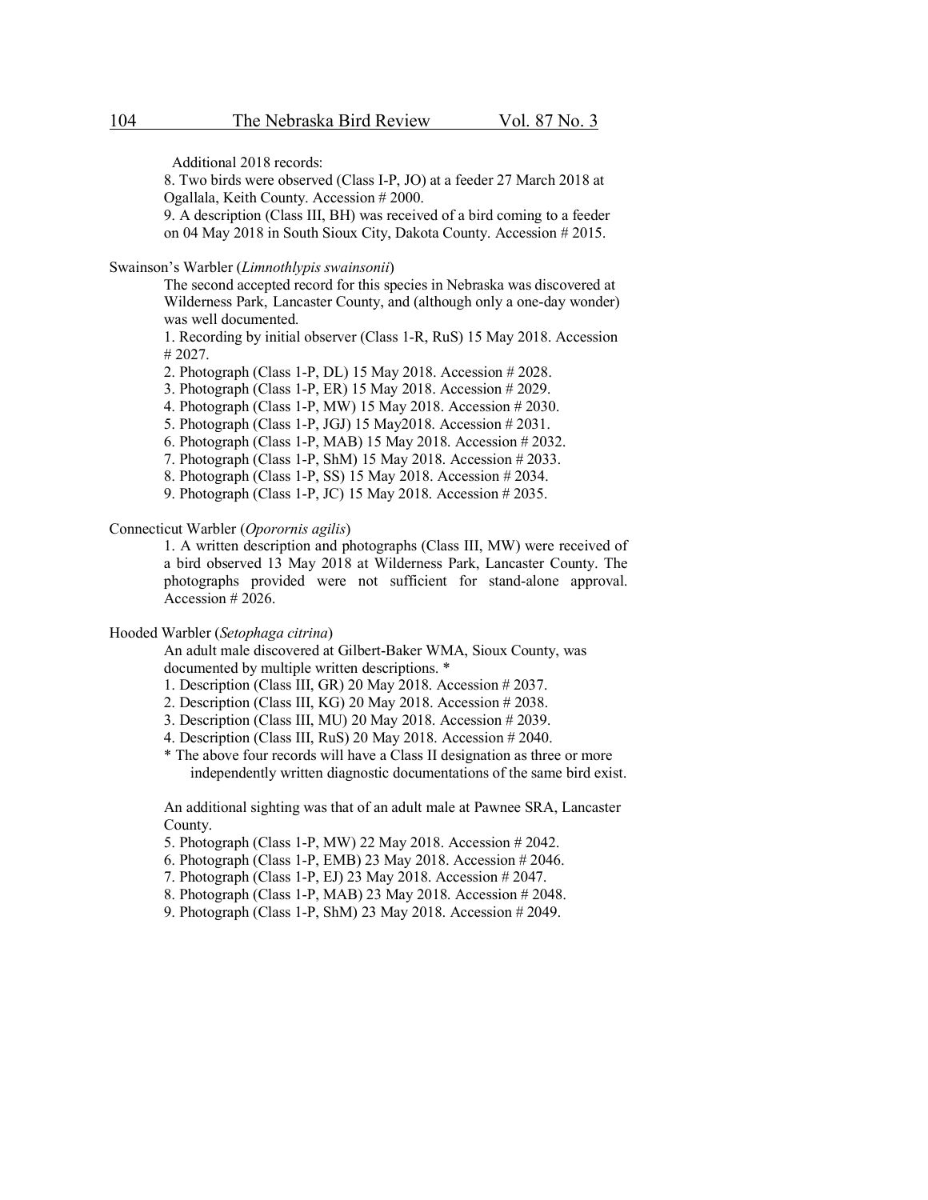Additional 2018 records:

8. Two birds were observed (Class I-P, JO) at a feeder 27 March 2018 at Ogallala, Keith County. Accession # 2000.

9. A description (Class III, BH) was received of a bird coming to a feeder on 04 May 2018 in South Sioux City, Dakota County. Accession # 2015.

Swainson's Warbler (*Limnothlypis swainsonii*)

The second accepted record for this species in Nebraska was discovered at Wilderness Park, Lancaster County, and (although only a one-day wonder) was well documented.

1. Recording by initial observer (Class 1-R, RuS) 15 May 2018. Accession # 2027.
2. Photograph (Class 1-P, DL) 15 May 2018. Accession # 2028.
3. Photograph (Class 1-P, ER) 15 May 2018. Accession # 2029.
4. Photograph (Class 1-P, MW) 15 May 2018. Accession # 2030.
5. Photograph (Class 1-P, JGJ) 15 May2018. Accession # 2031.
6. Photograph (Class 1-P, MAB) 15 May 2018. Accession # 2032.
7. Photograph (Class 1-P, ShM) 15 May 2018. Accession # 2033.
8. Photograph (Class 1-P, SS) 15 May 2018. Accession # 2034.
9. Photograph (Class 1-P, JC) 15 May 2018. Accession # 2035.

Connecticut Warbler (*Oporornis agilis*)

1. A written description and photographs (Class III, MW) were received of a bird observed 13 May 2018 at Wilderness Park, Lancaster County. The photographs provided were not sufficient for stand-alone approval. Accession # 2026.

Hooded Warbler (*Setophaga citrina*)

An adult male discovered at Gilbert-Baker WMA, Sioux County, was documented by multiple written descriptions. *

1. Description (Class III, GR) 20 May 2018. Accession # 2037.
2. Description (Class III, KG) 20 May 2018. Accession # 2038.
3. Description (Class III, MU) 20 May 2018. Accession # 2039.
4. Description (Class III, RuS) 20 May 2018. Accession # 2040.

* The above four records will have a Class II designation as three or more independently written diagnostic documentations of the same bird exist.

An additional sighting was that of an adult male at Pawnee SRA, Lancaster County.

5. Photograph (Class 1-P, MW) 22 May 2018. Accession # 2042.
6. Photograph (Class 1-P, EMB) 23 May 2018. Accession # 2046.
7. Photograph (Class 1-P, EJ) 23 May 2018. Accession # 2047.
8. Photograph (Class 1-P, MAB) 23 May 2018. Accession # 2048.
9. Photograph (Class 1-P, ShM) 23 May 2018. Accession # 2049.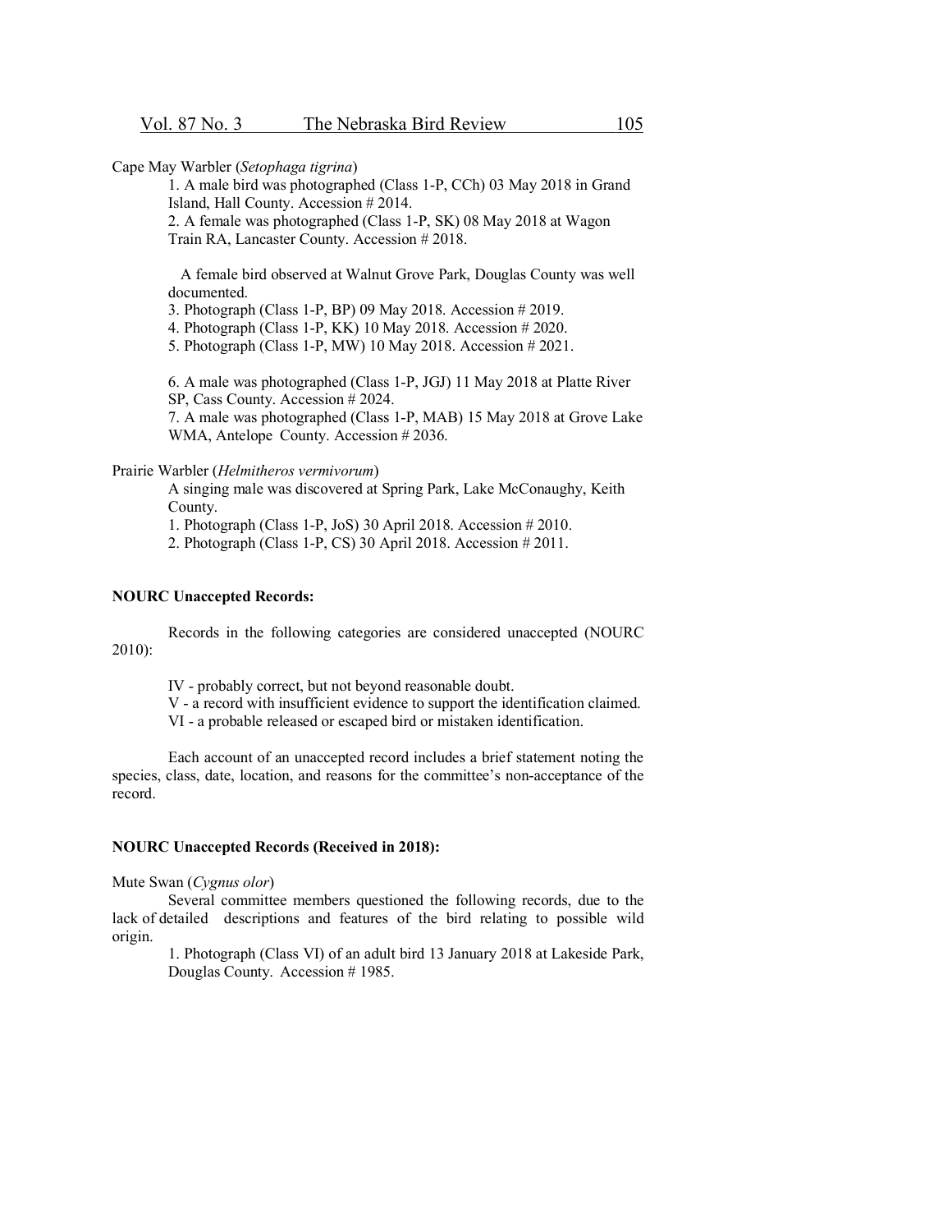Cape May Warbler (*Setophaga tigrina*)

1. A male bird was photographed (Class 1-P, CCh) 03 May 2018 in Grand Island, Hall County. Accession # 2014.
2. A female was photographed (Class 1-P, SK) 08 May 2018 at Wagon Train RA, Lancaster County. Accession # 2018.

A female bird observed at Walnut Grove Park, Douglas County was well documented.

3. Photograph (Class 1-P, BP) 09 May 2018. Accession # 2019.
4. Photograph (Class 1-P, KK) 10 May 2018. Accession # 2020.
5. Photograph (Class 1-P, MW) 10 May 2018. Accession # 2021.

6. A male was photographed (Class 1-P, JGJ) 11 May 2018 at Platte River SP, Cass County. Accession # 2024.
7. A male was photographed (Class 1-P, MAB) 15 May 2018 at Grove Lake WMA, Antelope County. Accession # 2036.

Prairie Warbler (*Helmitheros vermivorum*)

A singing male was discovered at Spring Park, Lake McConaughy, Keith County.

1. Photograph (Class 1-P, JoS) 30 April 2018. Accession # 2010.
2. Photograph (Class 1-P, CS) 30 April 2018. Accession # 2011.

**NOURC Unaccepted Records:**

Records in the following categories are considered unaccepted (NOURC 2010):

IV - probably correct, but not beyond reasonable doubt.
V - a record with insufficient evidence to support the identification claimed.
VI - a probable released or escaped bird or mistaken identification.

Each account of an unaccepted record includes a brief statement noting the species, class, date, location, and reasons for the committee's non-acceptance of the record.

**NOURC Unaccepted Records (Received in 2018):**

Mute Swan (*Cygnus olor*)

Several committee members questioned the following records, due to the lack of detailed descriptions and features of the bird relating to possible wild origin.

1. Photograph (Class VI) of an adult bird 13 January 2018 at Lakeside Park, Douglas County. Accession # 1985.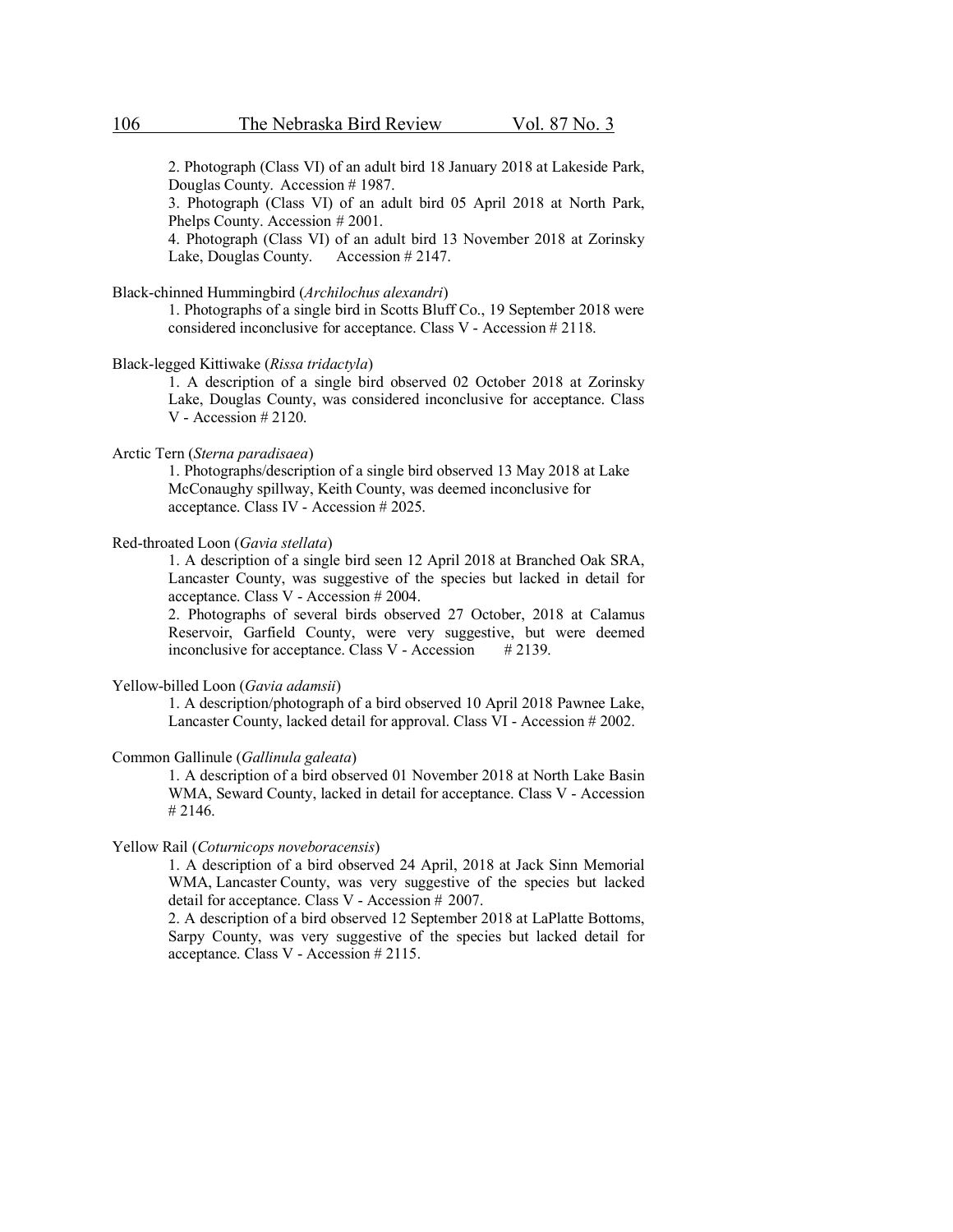2. Photograph (Class VI) of an adult bird 18 January 2018 at Lakeside Park, Douglas County. Accession # 1987.

3. Photograph (Class VI) of an adult bird 05 April 2018 at North Park, Phelps County. Accession # 2001.

4. Photograph (Class VI) of an adult bird 13 November 2018 at Zorinsky Lake, Douglas County. Accession # 2147.

Black-chinned Hummingbird (*Archilochus alexandri*)

1. Photographs of a single bird in Scotts Bluff Co., 19 September 2018 were considered inconclusive for acceptance. Class V - Accession # 2118.

Black-legged Kittiwake (*Rissa tridactyla*)

1. A description of a single bird observed 02 October 2018 at Zorinsky Lake, Douglas County, was considered inconclusive for acceptance. Class V - Accession # 2120.

Arctic Tern (*Sterna paradisaea*)

1. Photographs/description of a single bird observed 13 May 2018 at Lake McConaughy spillway, Keith County, was deemed inconclusive for acceptance. Class IV - Accession # 2025.

Red-throated Loon (*Gavia stellata*)

1. A description of a single bird seen 12 April 2018 at Branched Oak SRA, Lancaster County, was suggestive of the species but lacked in detail for acceptance. Class V - Accession # 2004.

2. Photographs of several birds observed 27 October, 2018 at Calamus Reservoir, Garfield County, were very suggestive, but were deemed inconclusive for acceptance. Class V - Accession # 2139.

Yellow-billed Loon (*Gavia adamsii*)

1. A description/photograph of a bird observed 10 April 2018 Pawnee Lake, Lancaster County, lacked detail for approval. Class VI - Accession # 2002.

Common Gallinule (*Gallinula galeata*)

1. A description of a bird observed 01 November 2018 at North Lake Basin WMA, Seward County, lacked in detail for acceptance. Class V - Accession # 2146.

Yellow Rail (*Coturnicops noveboracensis*)

1. A description of a bird observed 24 April, 2018 at Jack Sinn Memorial WMA, Lancaster County, was very suggestive of the species but lacked detail for acceptance. Class V - Accession # 2007.

2. A description of a bird observed 12 September 2018 at LaPlatte Bottoms, Sarpy County, was very suggestive of the species but lacked detail for acceptance. Class V - Accession # 2115.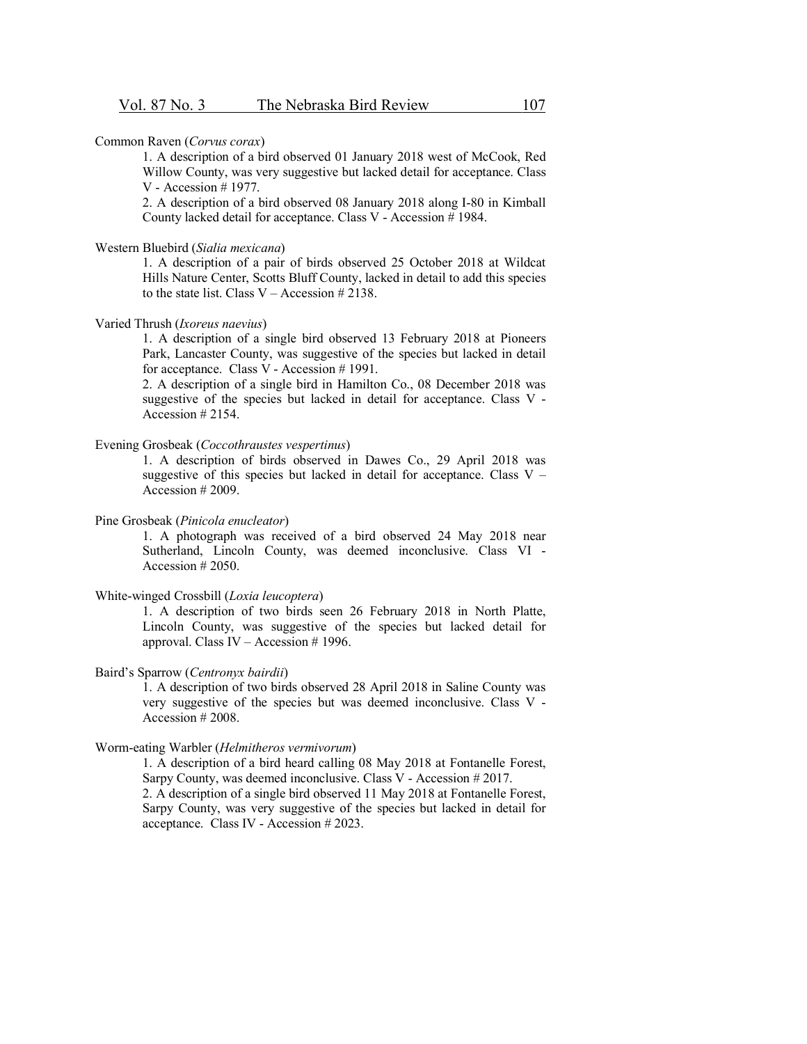Common Raven (*Corvus corax*)

1. A description of a bird observed 01 January 2018 west of McCook, Red Willow County, was very suggestive but lacked detail for acceptance. Class V - Accession # 1977.

2. A description of a bird observed 08 January 2018 along I-80 in Kimball County lacked detail for acceptance. Class V - Accession # 1984.

Western Bluebird (*Sialia mexicana*)

1. A description of a pair of birds observed 25 October 2018 at Wildcat Hills Nature Center, Scotts Bluff County, lacked in detail to add this species to the state list. Class V – Accession # 2138.

Varied Thrush (*Ixoreus naevius*)

1. A description of a single bird observed 13 February 2018 at Pioneers Park, Lancaster County, was suggestive of the species but lacked in detail for acceptance. Class V - Accession # 1991.

2. A description of a single bird in Hamilton Co., 08 December 2018 was suggestive of the species but lacked in detail for acceptance. Class V - Accession # 2154.

Evening Grosbeak (*Coccothraustes vespertinus*)

1. A description of birds observed in Dawes Co., 29 April 2018 was suggestive of this species but lacked in detail for acceptance. Class V – Accession # 2009.

Pine Grosbeak (*Pinicola enucleator*)

1. A photograph was received of a bird observed 24 May 2018 near Sutherland, Lincoln County, was deemed inconclusive. Class VI - Accession # 2050.

White-winged Crossbill (*Loxia leucoptera*)

1. A description of two birds seen 26 February 2018 in North Platte, Lincoln County, was suggestive of the species but lacked detail for approval. Class IV – Accession # 1996.

Baird's Sparrow (*Centronyx bairdii*)

1. A description of two birds observed 28 April 2018 in Saline County was very suggestive of the species but was deemed inconclusive. Class V - Accession # 2008.

Worm-eating Warbler (*Helmitheros vermivorum*)

1. A description of a bird heard calling 08 May 2018 at Fontanelle Forest, Sarpy County, was deemed inconclusive. Class V - Accession # 2017.

2. A description of a single bird observed 11 May 2018 at Fontanelle Forest, Sarpy County, was very suggestive of the species but lacked in detail for acceptance. Class IV - Accession # 2023.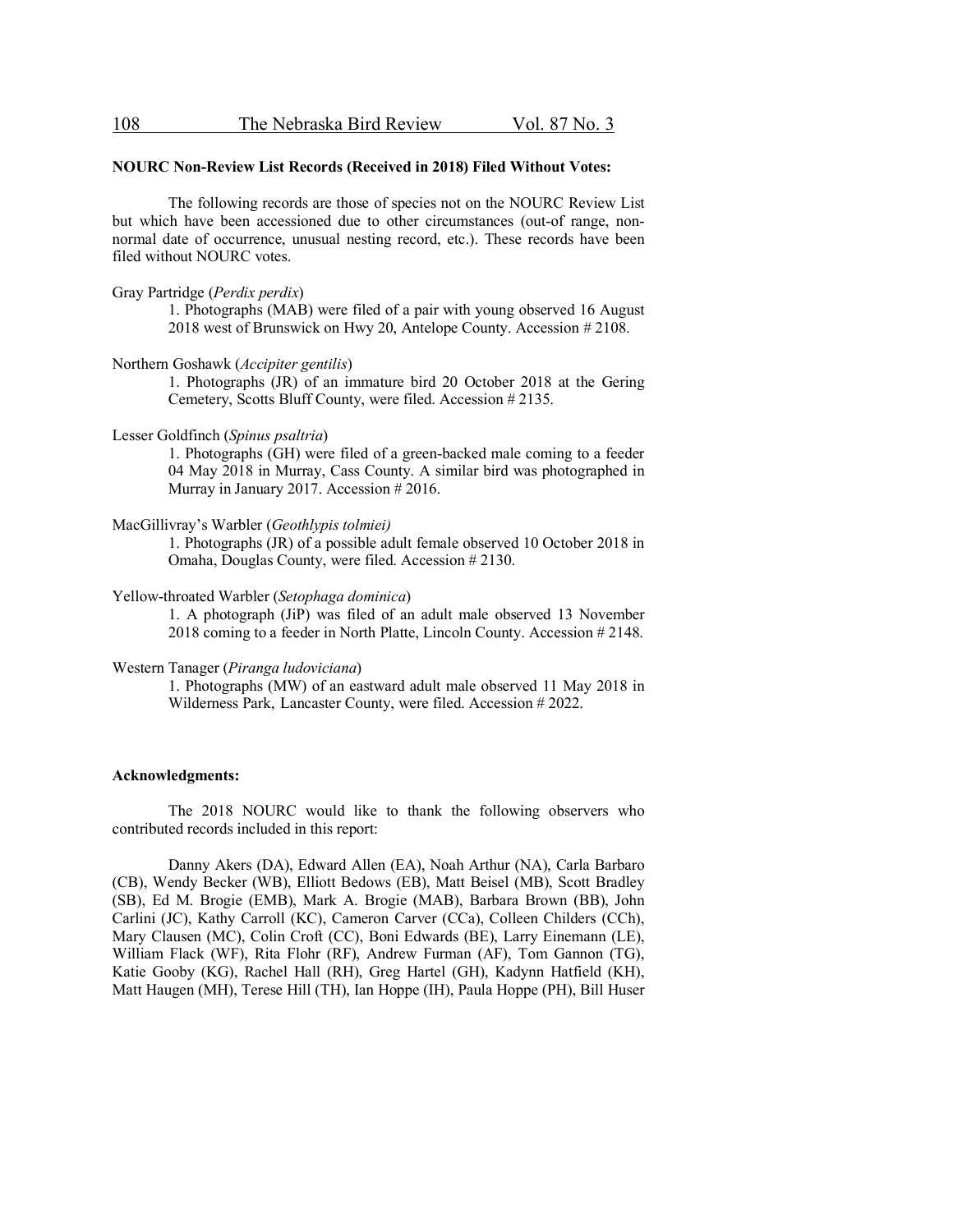**NOURC Non-Review List Records (Received in 2018) Filed Without Votes:**

The following records are those of species not on the NOURC Review List but which have been accessioned due to other circumstances (out-of range, non-normal date of occurrence, unusual nesting record, etc.). These records have been filed without NOURC votes.

Gray Partridge (*Perdix perdix*)

1. Photographs (MAB) were filed of a pair with young observed 16 August 2018 west of Brunswick on Hwy 20, Antelope County. Accession # 2108.

Northern Goshawk (*Accipiter gentilis*)

1. Photographs (JR) of an immature bird 20 October 2018 at the Gering Cemetery, Scotts Bluff County, were filed. Accession # 2135.

Lesser Goldfinch (*Spinus psaltria*)

1. Photographs (GH) were filed of a green-backed male coming to a feeder 04 May 2018 in Murray, Cass County. A similar bird was photographed in Murray in January 2017. Accession # 2016.

MacGillivray's Warbler (*Geothlypis tolmiei)*

1. Photographs (JR) of a possible adult female observed 10 October 2018 in Omaha, Douglas County, were filed. Accession # 2130.

Yellow-throated Warbler (*Setophaga dominica*)

1. A photograph (JiP) was filed of an adult male observed 13 November 2018 coming to a feeder in North Platte, Lincoln County. Accession # 2148.

Western Tanager (*Piranga ludoviciana*)

1. Photographs (MW) of an eastward adult male observed 11 May 2018 in Wilderness Park, Lancaster County, were filed. Accession # 2022.

**Acknowledgments:**

The 2018 NOURC would like to thank the following observers who contributed records included in this report:

Danny Akers (DA), Edward Allen (EA), Noah Arthur (NA), Carla Barbaro (CB), Wendy Becker (WB), Elliott Bedows (EB), Matt Beisel (MB), Scott Bradley (SB), Ed M. Brogie (EMB), Mark A. Brogie (MAB), Barbara Brown (BB), John Carlini (JC), Kathy Carroll (KC), Cameron Carver (CCa), Colleen Childers (CCh), Mary Clausen (MC), Colin Croft (CC), Boni Edwards (BE), Larry Einemann (LE), William Flack (WF), Rita Flohr (RF), Andrew Furman (AF), Tom Gannon (TG), Katie Gooby (KG), Rachel Hall (RH), Greg Hartel (GH), Kadynn Hatfield (KH), Matt Haugen (MH), Terese Hill (TH), Ian Hoppe (IH), Paula Hoppe (PH), Bill Huser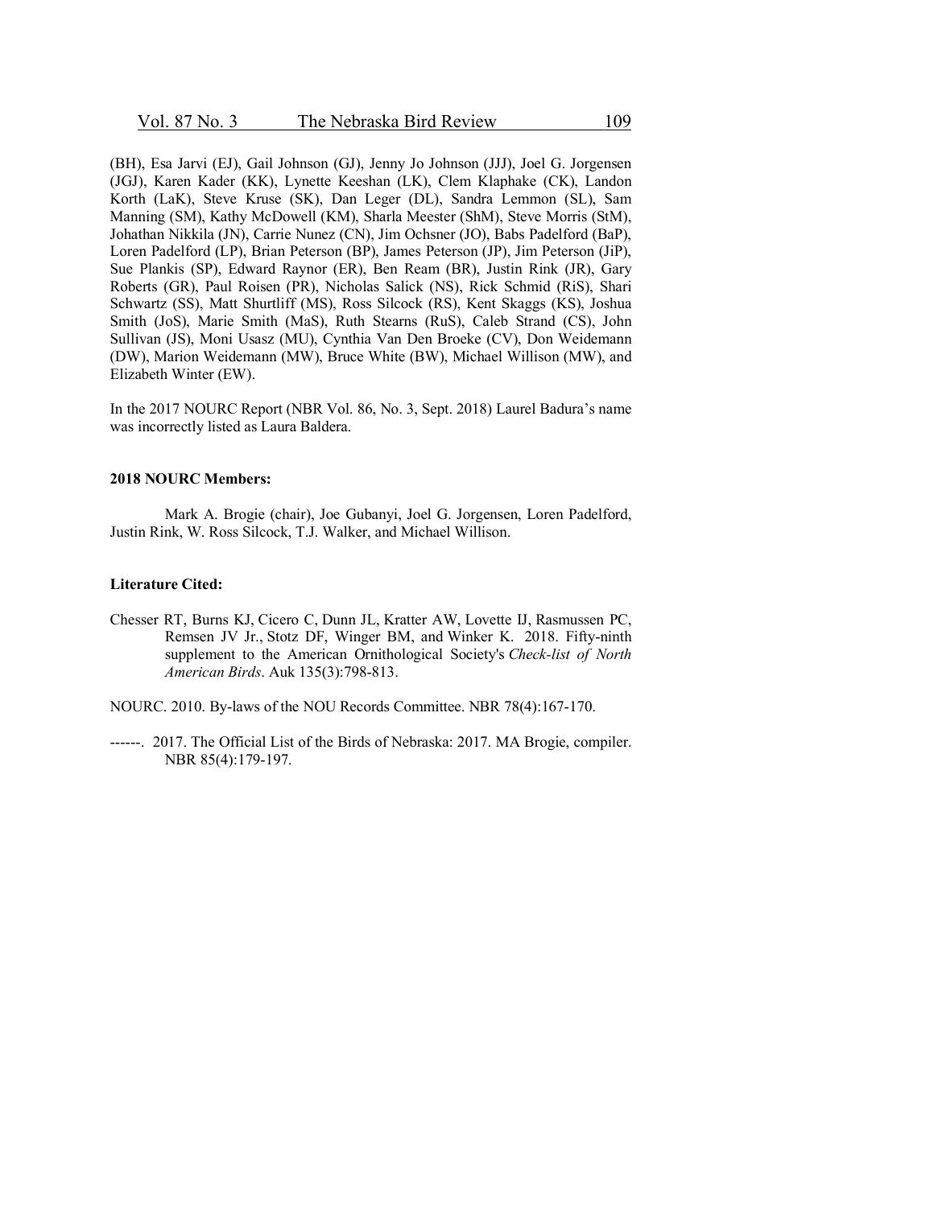(BH), Esa Jarvi (EJ), Gail Johnson (GJ), Jenny Jo Johnson (JJJ), Joel G. Jorgensen (JGJ), Karen Kader (KK), Lynette Keeshan (LK), Clem Klaphake (CK), Landon Korth (LaK), Steve Kruse (SK), Dan Leger (DL), Sandra Lemmon (SL), Sam Manning (SM), Kathy McDowell (KM), Sharla Meester (ShM), Steve Morris (StM), Johathan Nikkila (JN), Carrie Nunez (CN), Jim Ochsner (JO), Babs Padelford (BaP), Loren Padelford (LP), Brian Peterson (BP), James Peterson (JP), Jim Peterson (JiP), Sue Plankis (SP), Edward Raynor (ER), Ben Ream (BR), Justin Rink (JR), Gary Roberts (GR), Paul Roisen (PR), Nicholas Salick (NS), Rick Schmid (RiS), Shari Schwartz (SS), Matt Shurtliff (MS), Ross Silcock (RS), Kent Skaggs (KS), Joshua Smith (JoS), Marie Smith (MaS), Ruth Stearns (RuS), Caleb Strand (CS), John Sullivan (JS), Moni Usasz (MU), Cynthia Van Den Broeke (CV), Don Weidemann (DW), Marion Weidemann (MW), Bruce White (BW), Michael Willison (MW), and Elizabeth Winter (EW).

In the 2017 NOURC Report (NBR Vol. 86, No. 3, Sept. 2018) Laurel Badura's name was incorrectly listed as Laura Baldera.

**2018 NOURC Members:**

Mark A. Brogie (chair), Joe Gubanyi, Joel G. Jorgensen, Loren Padelford, Justin Rink, W. Ross Silcock, T.J. Walker, and Michael Willison.

**Literature Cited:**

Chesser RT, Burns KJ, Cicero C, Dunn JL, Kratter AW, Lovette IJ, Rasmussen PC, Remsen JV Jr., Stotz DF, Winger BM, and Winker K. 2018. Fifty-ninth supplement to the American Ornithological Society's *Check-list of North American Birds*. Auk 135(3):798-813.

NOURC. 2010. By-laws of the NOU Records Committee. NBR 78(4):167-170.

------. 2017. The Official List of the Birds of Nebraska: 2017. MA Brogie, compiler. NBR 85(4):179-197.